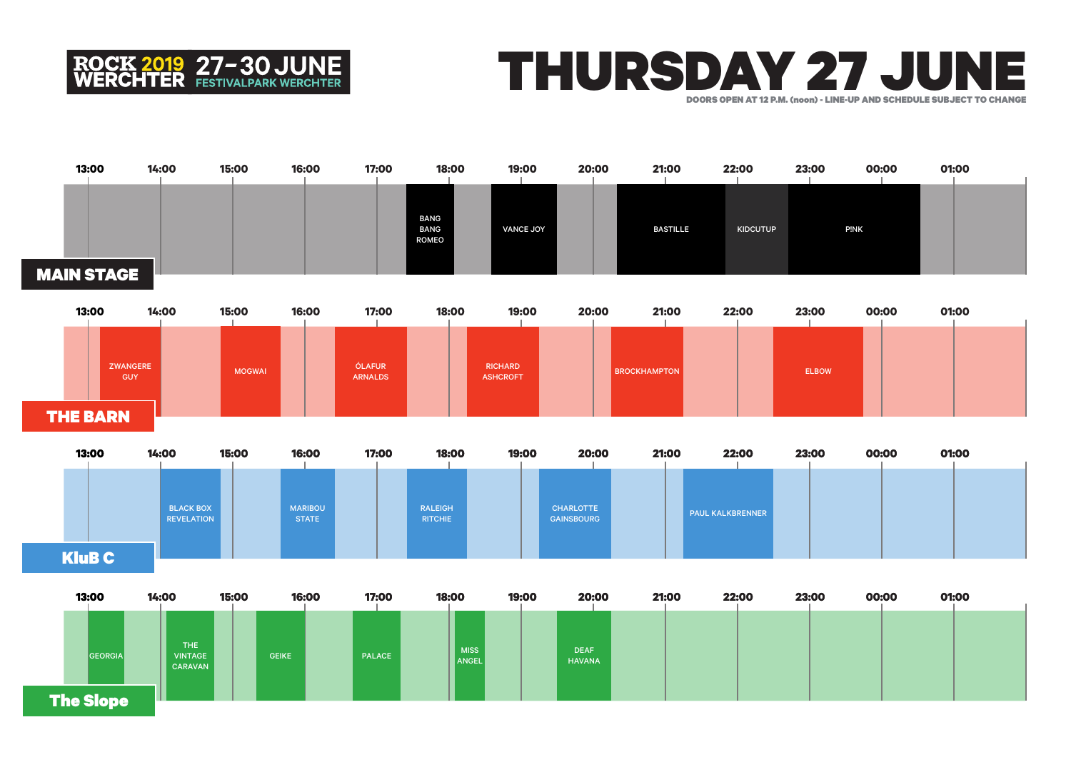ROCK 2019 WERCHTER 27-30 JUNE FESTIVALPARK WERCHTER

# THURSDAY 27 JUNE

DOORS OPEN AT 12 P.M. (noon) - LINE-UP AND SCHEDULE SUBJECT TO CHANGE

13:00 14:00 15:00 16:00 17:00 18:00 19:00 20:00 21:00 22:00 23:00 00:00 01:00

## MAIN STAGE

BANG BANG ROMEO
VANCE JOY
BASTILLE
KIDCUTUP
P!NK

## THE BARN

ZWANGERE GUY
MOGWAI
ÓLAFUR ARNALDS
RICHARD ASHCROFT
BROCKHAMPTON
ELBOW

## KluB C

BLACK BOX REVELATION
MARIBOU STATE
RALEIGH RITCHIE
CHARLOTTE GAINSBOURG
PAUL KALKBRENNER

## The Slope

GEORGIA
THE VINTAGE CARAVAN
GEIKE
PALACE
MISS ANGEL
DEAF HAVANA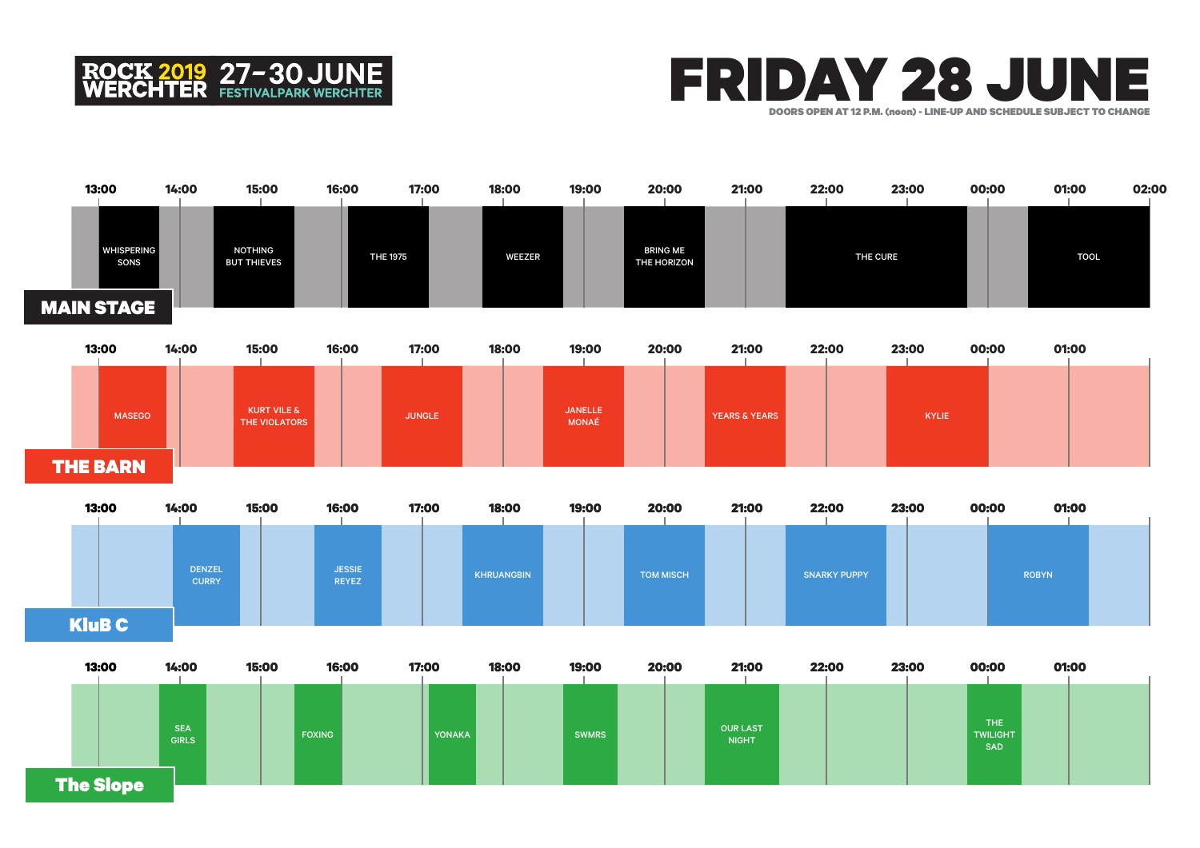ROCK WERCHTER 2019

27–30 JUNE

FESTIVALPARK WERCHTER

# FRIDAY 28 JUNE

DOORS OPEN AT 12 P.M. (noon) - LINE-UP AND SCHEDULE SUBJECT TO CHANGE

## MAIN STAGE

13:00 14:00 15:00 16:00 17:00 18:00 19:00 20:00 21:00 22:00 23:00 00:00 01:00 02:00

WHISPERING SONS

NOTHING BUT THIEVES

THE 1975

WEEZER

BRING ME THE HORIZON

THE CURE

TOOL

## THE BARN

13:00 14:00 15:00 16:00 17:00 18:00 19:00 20:00 21:00 22:00 23:00 00:00 01:00

MASEGO

KURT VILE & THE VIOLATORS

JUNGLE

JANELLE MONAÉ

YEARS & YEARS

KYLIE

## KluB C

13:00 14:00 15:00 16:00 17:00 18:00 19:00 20:00 21:00 22:00 23:00 00:00 01:00

DENZEL CURRY

JESSIE REYEZ

KHRUANGBIN

TOM MISCH

SNARKY PUPPY

ROBYN

## The Slope

13:00 14:00 15:00 16:00 17:00 18:00 19:00 20:00 21:00 22:00 23:00 00:00 01:00

SEA GIRLS

FOXING

YONAKA

SWMRS

OUR LAST NIGHT

THE TWILIGHT SAD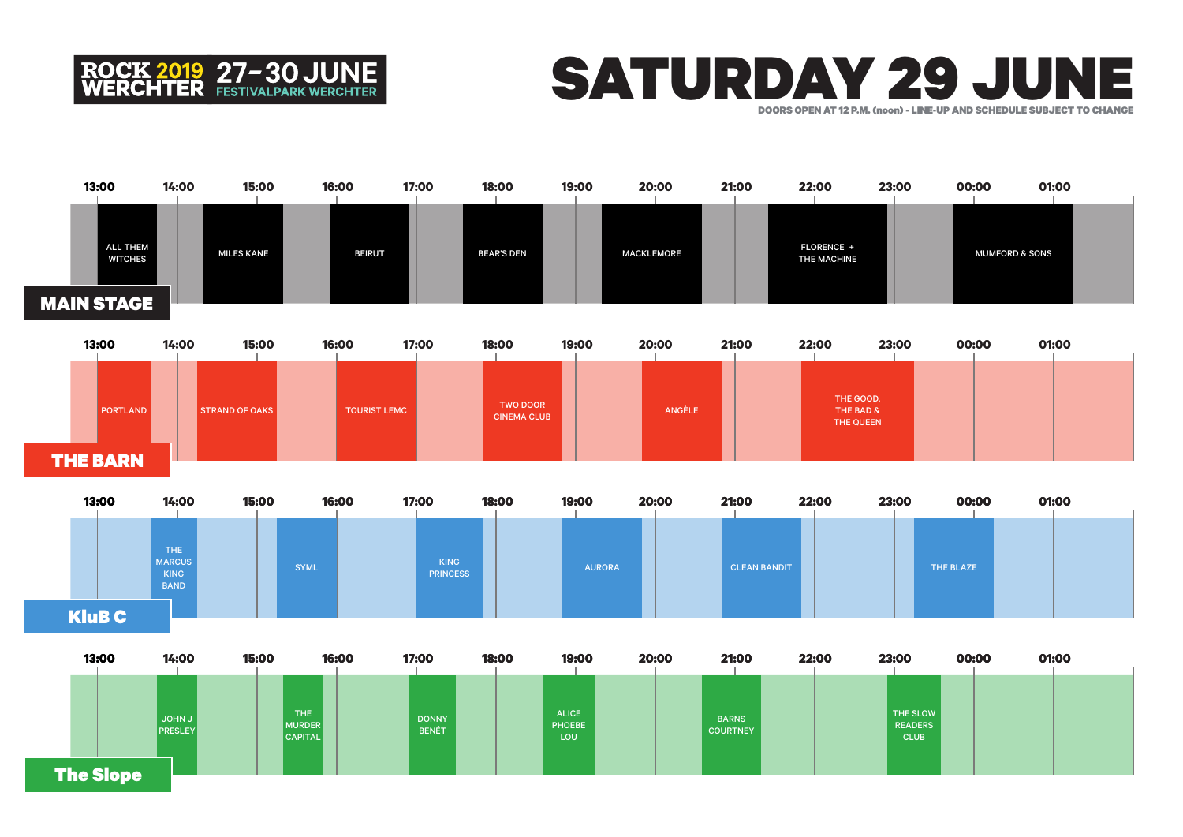ROCK WERCHTER 2019 27–30 JUNE FESTIVALPARK WERCHTER

# SATURDAY 29 JUNE

DOORS OPEN AT 12 P.M. (noon) - LINE-UP AND SCHEDULE SUBJECT TO CHANGE

## MAIN STAGE

13:00 14:00 15:00 16:00 17:00 18:00 19:00 20:00 21:00 22:00 23:00 00:00 01:00

ALL THEM WITCHES

MILES KANE

BEIRUT

BEAR'S DEN

MACKLEMORE

FLORENCE + THE MACHINE

MUMFORD & SONS

## THE BARN

13:00 14:00 15:00 16:00 17:00 18:00 19:00 20:00 21:00 22:00 23:00 00:00 01:00

PORTLAND

STRAND OF OAKS

TOURIST LEMC

TWO DOOR CINEMA CLUB

ANGÈLE

THE GOOD, THE BAD & THE QUEEN

## KluB C

13:00 14:00 15:00 16:00 17:00 18:00 19:00 20:00 21:00 22:00 23:00 00:00 01:00

THE MARCUS KING BAND

SYML

KING PRINCESS

AURORA

CLEAN BANDIT

THE BLAZE

## The Slope

13:00 14:00 15:00 16:00 17:00 18:00 19:00 20:00 21:00 22:00 23:00 00:00 01:00

JOHN J PRESLEY

THE MURDER CAPITAL

DONNY BENÉT

ALICE PHOEBE LOU

BARNS COURTNEY

THE SLOW READERS CLUB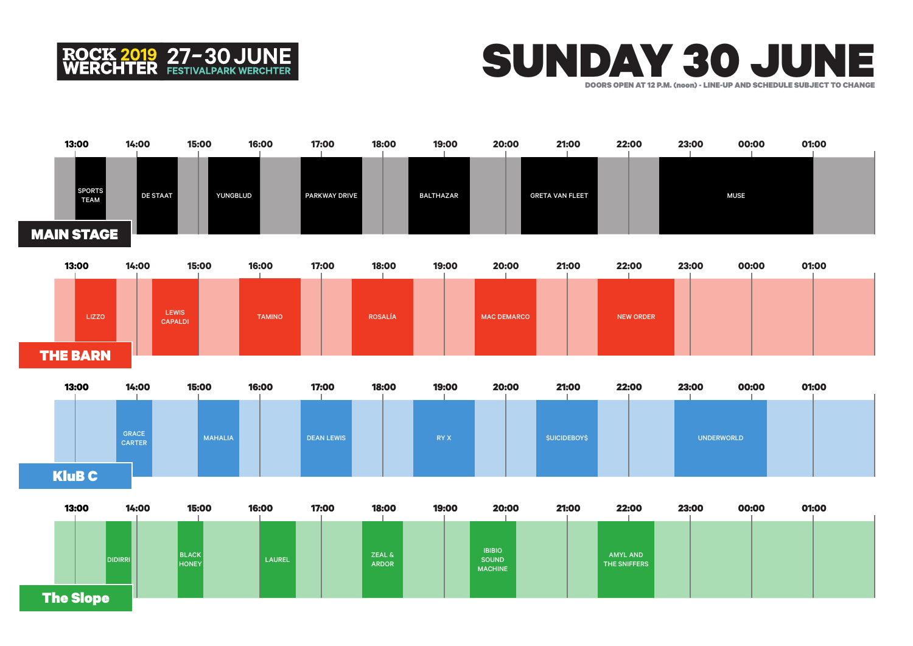ROCK 2019 WERCHTER 27-30 JUNE FESTIVALPARK WERCHTER

# SUNDAY 30 JUNE

DOORS OPEN AT 12 P.M. (noon) - LINE-UP AND SCHEDULE SUBJECT TO CHANGE

13:00 14:00 15:00 16:00 17:00 18:00 19:00 20:00 21:00 22:00 23:00 00:00 01:00

## MAIN STAGE

SPORTS TEAM
DE STAAT
YUNGBLUD
PARKWAY DRIVE
BALTHAZAR
GRETA VAN FLEET
MUSE

## THE BARN

LIZZO
LEWIS CAPALDI
TAMINO
ROSALÍA
MAC DEMARCO
NEW ORDER

## KluB C

GRACE CARTER
MAHALIA
DEAN LEWIS
RY X
$UICIDEBOY$
UNDERWORLD

## The Slope

DIDIRRI
BLACK HONEY
LAUREL
ZEAL & ARDOR
IBIBIO SOUND MACHINE
AMYL AND THE SNIFFERS